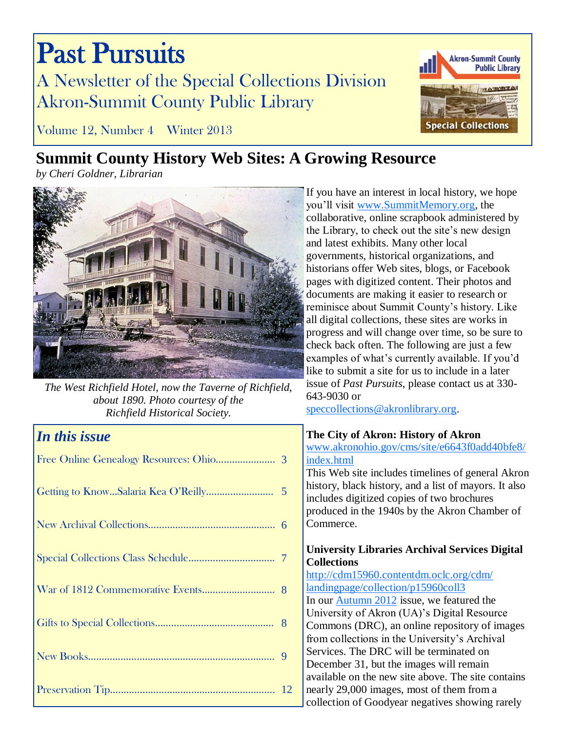# Past Pursuits

## A Newsletter of the Special Collections Division Akron-Summit County Public Library

Volume 12, Number 4 Winter 2013

## Summit County History Web Sites: A Growing Resource

*by Cheri Goldner, Librarian*

*The West Richfield Hotel, now the Taverne of Richfield, about 1890. Photo courtesy of the Richfield Historical Society.*

### *In this issue*

- Free Online Genealogy Resources: Ohio...... 3
- Getting to Know...Salaria Kea O'Reilly...... 5
- New Archival Collections...... 6
- Special Collections Class Schedule...... 7
- War of 1812 Commemorative Events...... 8
- Gifts to Special Collections...... 8
- New Books...... 9
- Preservation Tip...... 12

If you have an interest in local history, we hope you'll visit www.SummitMemory.org, the collaborative, online scrapbook administered by the Library, to check out the site's new design and latest exhibits. Many other local governments, historical organizations, and historians offer Web sites, blogs, or Facebook pages with digitized content. Their photos and documents are making it easier to research or reminisce about Summit County's history. Like all digital collections, these sites are works in progress and will change over time, so be sure to check back often. The following are just a few examples of what's currently available. If you'd like to submit a site for us to include in a later issue of *Past Pursuits*, please contact us at 330-643-9030 or speccollections@akronlibrary.org.

**The City of Akron: History of Akron**
www.akronohio.gov/cms/site/e6643f0add40bfe8/index.html
This Web site includes timelines of general Akron history, black history, and a list of mayors. It also includes digitized copies of two brochures produced in the 1940s by the Akron Chamber of Commerce.

**University Libraries Archival Services Digital Collections**
http://cdm15960.contentdm.oclc.org/cdm/landingpage/collection/p15960coll3
In our Autumn 2012 issue, we featured the University of Akron (UA)'s Digital Resource Commons (DRC), an online repository of images from collections in the University's Archival Services. The DRC will be terminated on December 31, but the images will remain available on the new site above. The site contains nearly 29,000 images, most of them from a collection of Goodyear negatives showing rarely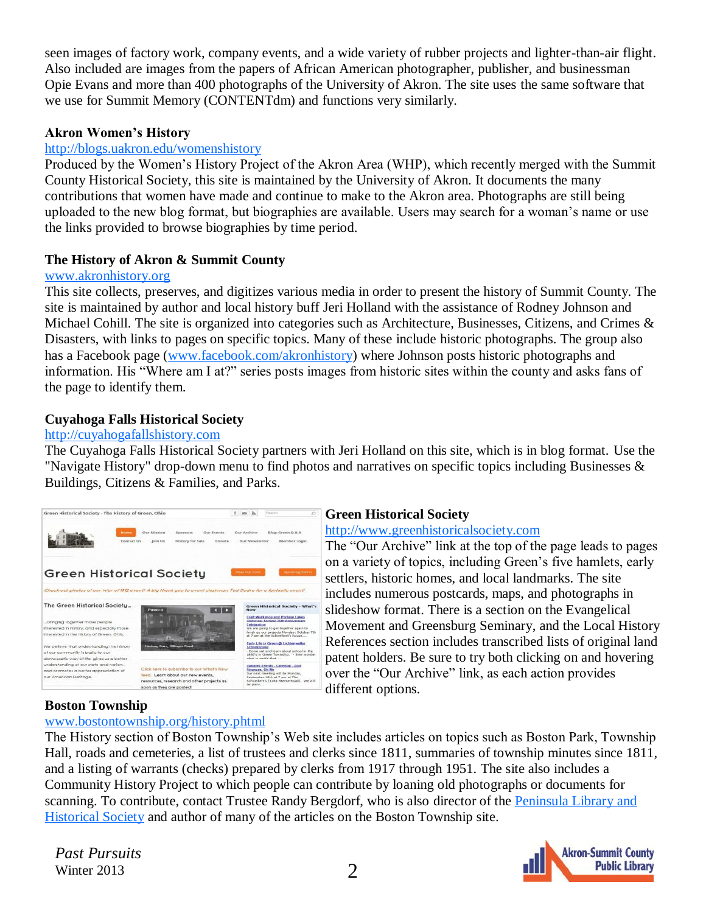seen images of factory work, company events, and a wide variety of rubber projects and lighter-than-air flight. Also included are images from the papers of African American photographer, publisher, and businessman Opie Evans and more than 400 photographs of the University of Akron. The site uses the same software that we use for Summit Memory (CONTENTdm) and functions very similarly.

### Akron Women's History

http://blogs.uakron.edu/womenshistory

Produced by the Women's History Project of the Akron Area (WHP), which recently merged with the Summit County Historical Society, this site is maintained by the University of Akron. It documents the many contributions that women have made and continue to make to the Akron area. Photographs are still being uploaded to the new blog format, but biographies are available. Users may search for a woman's name or use the links provided to browse biographies by time period.

### The History of Akron & Summit County

www.akronhistory.org

This site collects, preserves, and digitizes various media in order to present the history of Summit County. The site is maintained by author and local history buff Jeri Holland with the assistance of Rodney Johnson and Michael Cohill. The site is organized into categories such as Architecture, Businesses, Citizens, and Crimes & Disasters, with links to pages on specific topics. Many of these include historic photographs. The group also has a Facebook page (www.facebook.com/akronhistory) where Johnson posts historic photographs and information. His "Where am I at?" series posts images from historic sites within the county and asks fans of the page to identify them.

### Cuyahoga Falls Historical Society

http://cuyahogafallshistory.com

The Cuyahoga Falls Historical Society partners with Jeri Holland on this site, which is in blog format. Use the "Navigate History" drop-down menu to find photos and narratives on specific topics including Businesses & Buildings, Citizens & Families, and Parks.

### Green Historical Society

http://www.greenhistoricalsociety.com

The "Our Archive" link at the top of the page leads to pages on a variety of topics, including Green's five hamlets, early settlers, historic homes, and local landmarks. The site includes numerous postcards, maps, and photographs in slideshow format. There is a section on the Evangelical Movement and Greensburg Seminary, and the Local History References section includes transcribed lists of original land patent holders. Be sure to try both clicking on and hovering over the "Our Archive" link, as each action provides different options.

### Boston Township

www.bostontownship.org/history.phtml

The History section of Boston Township's Web site includes articles on topics such as Boston Park, Township Hall, roads and cemeteries, a list of trustees and clerks since 1811, summaries of township minutes since 1811, and a listing of warrants (checks) prepared by clerks from 1917 through 1951. The site also includes a Community History Project to which people can contribute by loaning old photographs or documents for scanning. To contribute, contact Trustee Randy Bergdorf, who is also director of the Peninsula Library and Historical Society and author of many of the articles on the Boston Township site.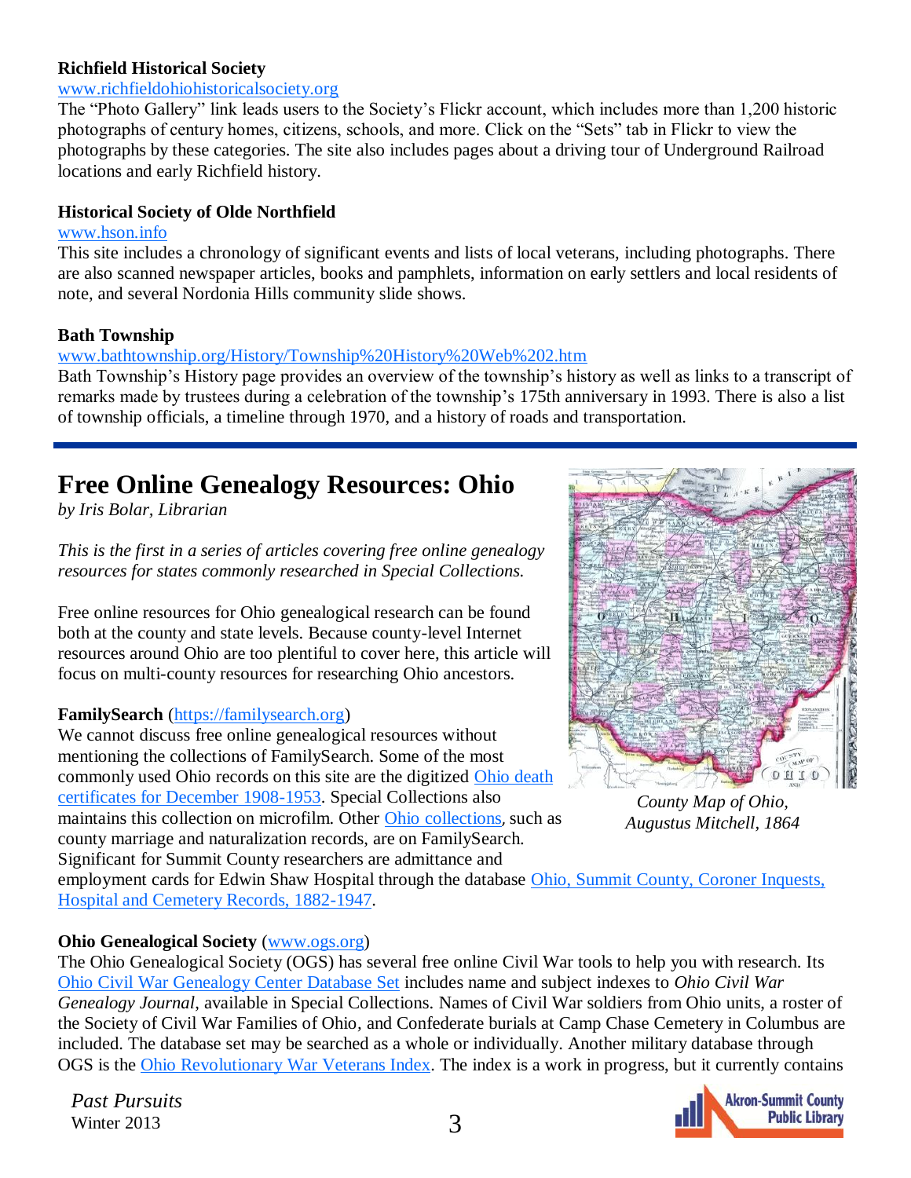**Richfield Historical Society**

www.richfieldohiohistoricalsociety.org

The "Photo Gallery" link leads users to the Society's Flickr account, which includes more than 1,200 historic photographs of century homes, citizens, schools, and more. Click on the "Sets" tab in Flickr to view the photographs by these categories. The site also includes pages about a driving tour of Underground Railroad locations and early Richfield history.

**Historical Society of Olde Northfield**

www.hson.info

This site includes a chronology of significant events and lists of local veterans, including photographs. There are also scanned newspaper articles, books and pamphlets, information on early settlers and local residents of note, and several Nordonia Hills community slide shows.

**Bath Township**

www.bathtownship.org/History/Township%20History%20Web%202.htm

Bath Township's History page provides an overview of the township's history as well as links to a transcript of remarks made by trustees during a celebration of the township's 175th anniversary in 1993. There is also a list of township officials, a timeline through 1970, and a history of roads and transportation.

# Free Online Genealogy Resources: Ohio

*by Iris Bolar, Librarian*

*This is the first in a series of articles covering free online genealogy resources for states commonly researched in Special Collections.*

Free online resources for Ohio genealogical research can be found both at the county and state levels. Because county-level Internet resources around Ohio are too plentiful to cover here, this article will focus on multi-county resources for researching Ohio ancestors.

*County Map of Ohio, Augustus Mitchell, 1864*

**FamilySearch** (https://familysearch.org)

We cannot discuss free online genealogical resources without mentioning the collections of FamilySearch. Some of the most commonly used Ohio records on this site are the digitized Ohio death certificates for December 1908-1953. Special Collections also maintains this collection on microfilm. Other Ohio collections, such as county marriage and naturalization records, are on FamilySearch. Significant for Summit County researchers are admittance and employment cards for Edwin Shaw Hospital through the database Ohio, Summit County, Coroner Inquests, Hospital and Cemetery Records, 1882-1947.

**Ohio Genealogical Society** (www.ogs.org)

The Ohio Genealogical Society (OGS) has several free online Civil War tools to help you with research. Its Ohio Civil War Genealogy Center Database Set includes name and subject indexes to *Ohio Civil War Genealogy Journal*, available in Special Collections. Names of Civil War soldiers from Ohio units, a roster of the Society of Civil War Families of Ohio, and Confederate burials at Camp Chase Cemetery in Columbus are included. The database set may be searched as a whole or individually. Another military database through OGS is the Ohio Revolutionary War Veterans Index. The index is a work in progress, but it currently contains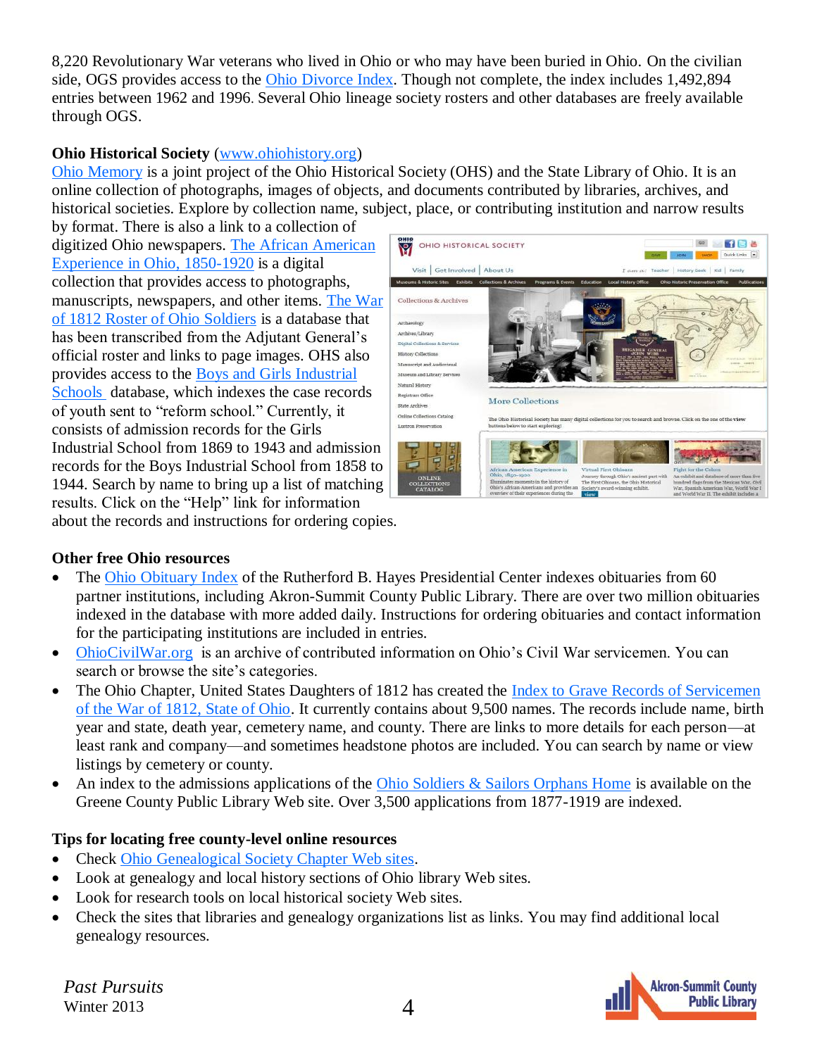8,220 Revolutionary War veterans who lived in Ohio or who may have been buried in Ohio. On the civilian side, OGS provides access to the Ohio Divorce Index. Though not complete, the index includes 1,492,894 entries between 1962 and 1996. Several Ohio lineage society rosters and other databases are freely available through OGS.

**Ohio Historical Society** (www.ohiohistory.org)

Ohio Memory is a joint project of the Ohio Historical Society (OHS) and the State Library of Ohio. It is an online collection of photographs, images of objects, and documents contributed by libraries, archives, and historical societies. Explore by collection name, subject, place, or contributing institution and narrow results by format. There is also a link to a collection of digitized Ohio newspapers. The African American Experience in Ohio, 1850-1920 is a digital collection that provides access to photographs, manuscripts, newspapers, and other items. The War of 1812 Roster of Ohio Soldiers is a database that has been transcribed from the Adjutant General's official roster and links to page images. OHS also provides access to the Boys and Girls Industrial Schools database, which indexes the case records of youth sent to "reform school." Currently, it consists of admission records for the Girls Industrial School from 1869 to 1943 and admission records for the Boys Industrial School from 1858 to 1944. Search by name to bring up a list of matching results. Click on the "Help" link for information about the records and instructions for ordering copies.

**Other free Ohio resources**

- The Ohio Obituary Index of the Rutherford B. Hayes Presidential Center indexes obituaries from 60 partner institutions, including Akron-Summit County Public Library. There are over two million obituaries indexed in the database with more added daily. Instructions for ordering obituaries and contact information for the participating institutions are included in entries.
- OhioCivilWar.org is an archive of contributed information on Ohio's Civil War servicemen. You can search or browse the site's categories.
- The Ohio Chapter, United States Daughters of 1812 has created the Index to Grave Records of Servicemen of the War of 1812, State of Ohio. It currently contains about 9,500 names. The records include name, birth year and state, death year, cemetery name, and county. There are links to more details for each person—at least rank and company—and sometimes headstone photos are included. You can search by name or view listings by cemetery or county.
- An index to the admissions applications of the Ohio Soldiers & Sailors Orphans Home is available on the Greene County Public Library Web site. Over 3,500 applications from 1877-1919 are indexed.

**Tips for locating free county-level online resources**

- Check Ohio Genealogical Society Chapter Web sites.
- Look at genealogy and local history sections of Ohio library Web sites.
- Look for research tools on local historical society Web sites.
- Check the sites that libraries and genealogy organizations list as links. You may find additional local genealogy resources.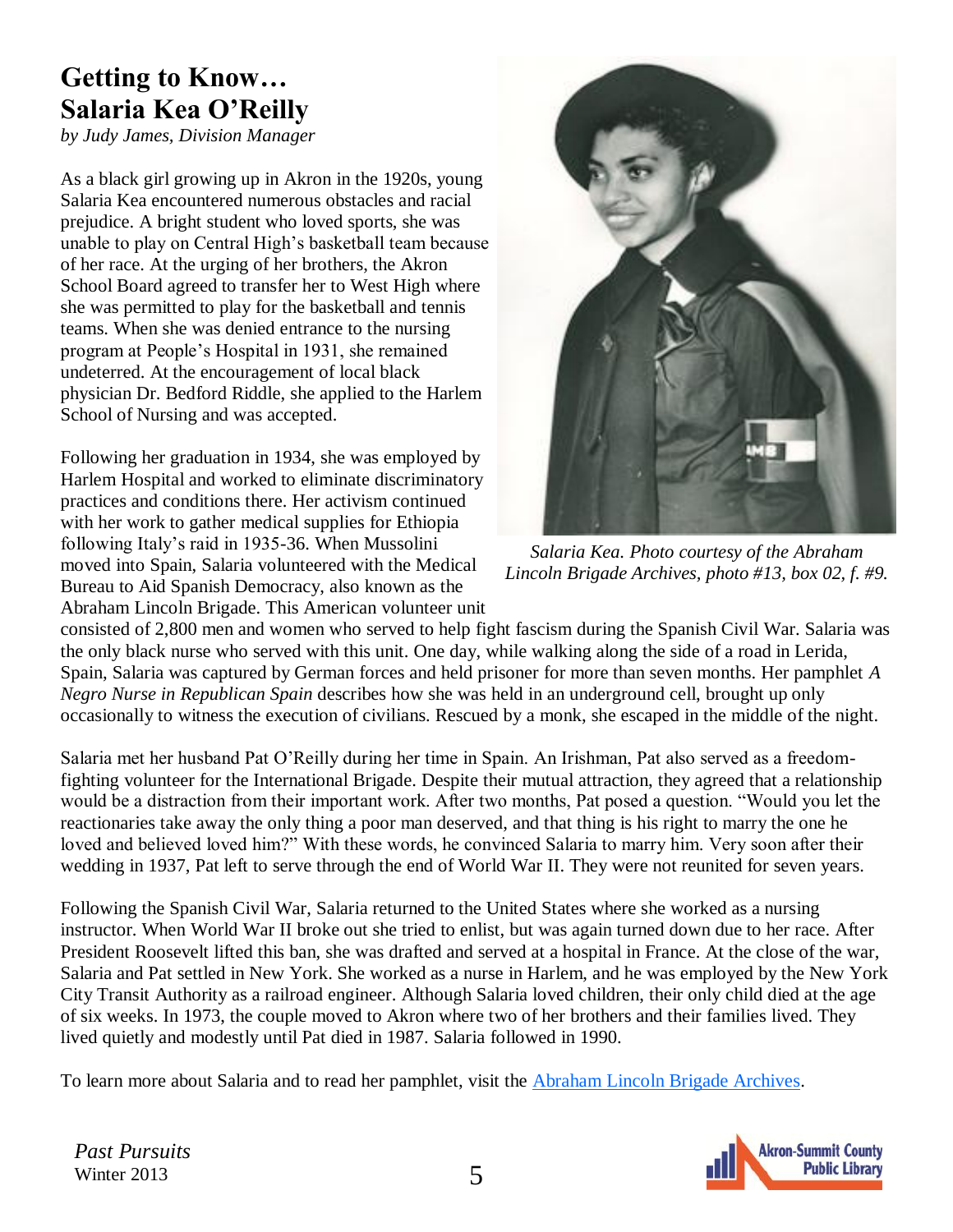# Getting to Know… Salaria Kea O'Reilly

*by Judy James, Division Manager*

As a black girl growing up in Akron in the 1920s, young Salaria Kea encountered numerous obstacles and racial prejudice. A bright student who loved sports, she was unable to play on Central High's basketball team because of her race. At the urging of her brothers, the Akron School Board agreed to transfer her to West High where she was permitted to play for the basketball and tennis teams. When she was denied entrance to the nursing program at People's Hospital in 1931, she remained undeterred. At the encouragement of local black physician Dr. Bedford Riddle, she applied to the Harlem School of Nursing and was accepted.

Following her graduation in 1934, she was employed by Harlem Hospital and worked to eliminate discriminatory practices and conditions there. Her activism continued with her work to gather medical supplies for Ethiopia following Italy's raid in 1935-36. When Mussolini moved into Spain, Salaria volunteered with the Medical Bureau to Aid Spanish Democracy, also known as the Abraham Lincoln Brigade. This American volunteer unit consisted of 2,800 men and women who served to help fight fascism during the Spanish Civil War. Salaria was the only black nurse who served with this unit. One day, while walking along the side of a road in Lerida, Spain, Salaria was captured by German forces and held prisoner for more than seven months. Her pamphlet *A Negro Nurse in Republican Spain* describes how she was held in an underground cell, brought up only occasionally to witness the execution of civilians. Rescued by a monk, she escaped in the middle of the night.

*Salaria Kea. Photo courtesy of the Abraham Lincoln Brigade Archives, photo #13, box 02, f. #9.*

Salaria met her husband Pat O'Reilly during her time in Spain. An Irishman, Pat also served as a freedom-fighting volunteer for the International Brigade. Despite their mutual attraction, they agreed that a relationship would be a distraction from their important work. After two months, Pat posed a question. "Would you let the reactionaries take away the only thing a poor man deserved, and that thing is his right to marry the one he loved and believed loved him?" With these words, he convinced Salaria to marry him. Very soon after their wedding in 1937, Pat left to serve through the end of World War II. They were not reunited for seven years.

Following the Spanish Civil War, Salaria returned to the United States where she worked as a nursing instructor. When World War II broke out she tried to enlist, but was again turned down due to her race. After President Roosevelt lifted this ban, she was drafted and served at a hospital in France. At the close of the war, Salaria and Pat settled in New York. She worked as a nurse in Harlem, and he was employed by the New York City Transit Authority as a railroad engineer. Although Salaria loved children, their only child died at the age of six weeks. In 1973, the couple moved to Akron where two of her brothers and their families lived. They lived quietly and modestly until Pat died in 1987. Salaria followed in 1990.

To learn more about Salaria and to read her pamphlet, visit the [Abraham Lincoln Brigade Archives](#).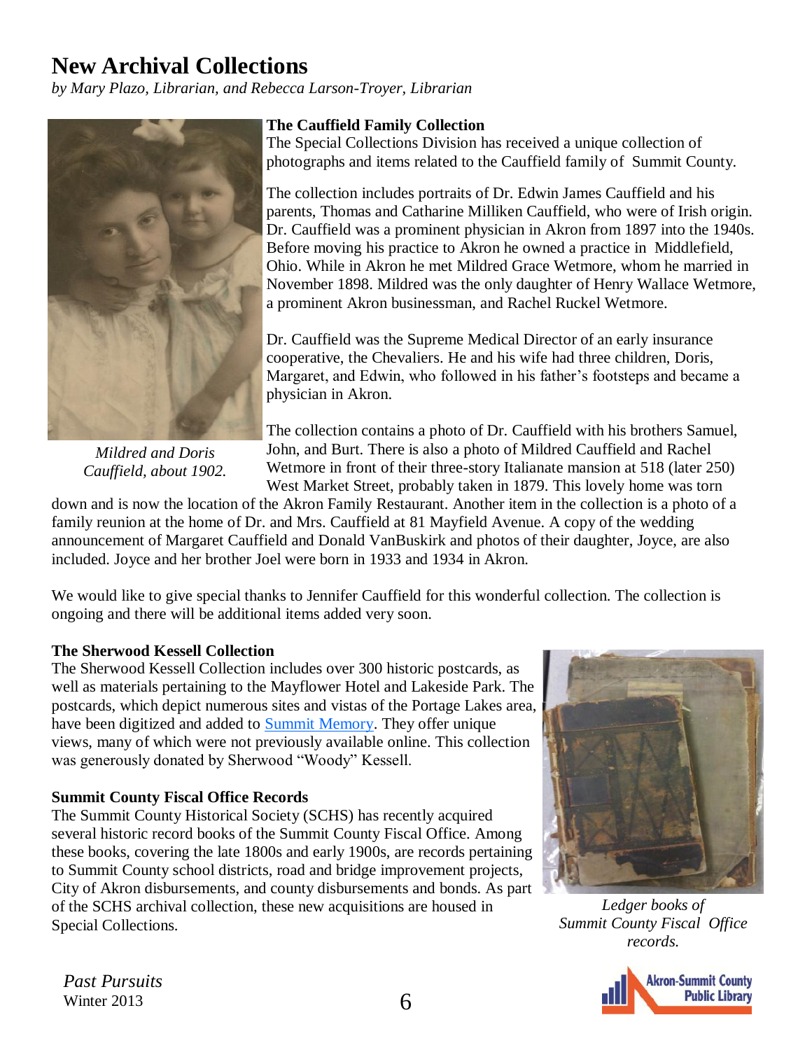# New Archival Collections

*by Mary Plazo, Librarian, and Rebecca Larson-Troyer, Librarian*

*Mildred and Doris Cauffield, about 1902.*

### The Cauffield Family Collection

The Special Collections Division has received a unique collection of photographs and items related to the Cauffield family of Summit County.

The collection includes portraits of Dr. Edwin James Cauffield and his parents, Thomas and Catharine Milliken Cauffield, who were of Irish origin. Dr. Cauffield was a prominent physician in Akron from 1897 into the 1940s. Before moving his practice to Akron he owned a practice in Middlefield, Ohio. While in Akron he met Mildred Grace Wetmore, whom he married in November 1898. Mildred was the only daughter of Henry Wallace Wetmore, a prominent Akron businessman, and Rachel Ruckel Wetmore.

Dr. Cauffield was the Supreme Medical Director of an early insurance cooperative, the Chevaliers. He and his wife had three children, Doris, Margaret, and Edwin, who followed in his father's footsteps and became a physician in Akron.

The collection contains a photo of Dr. Cauffield with his brothers Samuel, John, and Burt. There is also a photo of Mildred Cauffield and Rachel Wetmore in front of their three-story Italianate mansion at 518 (later 250) West Market Street, probably taken in 1879. This lovely home was torn down and is now the location of the Akron Family Restaurant. Another item in the collection is a photo of a family reunion at the home of Dr. and Mrs. Cauffield at 81 Mayfield Avenue. A copy of the wedding announcement of Margaret Cauffield and Donald VanBuskirk and photos of their daughter, Joyce, are also included. Joyce and her brother Joel were born in 1933 and 1934 in Akron.

We would like to give special thanks to Jennifer Cauffield for this wonderful collection. The collection is ongoing and there will be additional items added very soon.

### The Sherwood Kessell Collection

The Sherwood Kessell Collection includes over 300 historic postcards, as well as materials pertaining to the Mayflower Hotel and Lakeside Park. The postcards, which depict numerous sites and vistas of the Portage Lakes area, have been digitized and added to Summit Memory. They offer unique views, many of which were not previously available online. This collection was generously donated by Sherwood "Woody" Kessell.

### Summit County Fiscal Office Records

The Summit County Historical Society (SCHS) has recently acquired several historic record books of the Summit County Fiscal Office. Among these books, covering the late 1800s and early 1900s, are records pertaining to Summit County school districts, road and bridge improvement projects, City of Akron disbursements, and county disbursements and bonds. As part of the SCHS archival collection, these new acquisitions are housed in Special Collections.

*Ledger books of Summit County Fiscal Office records.*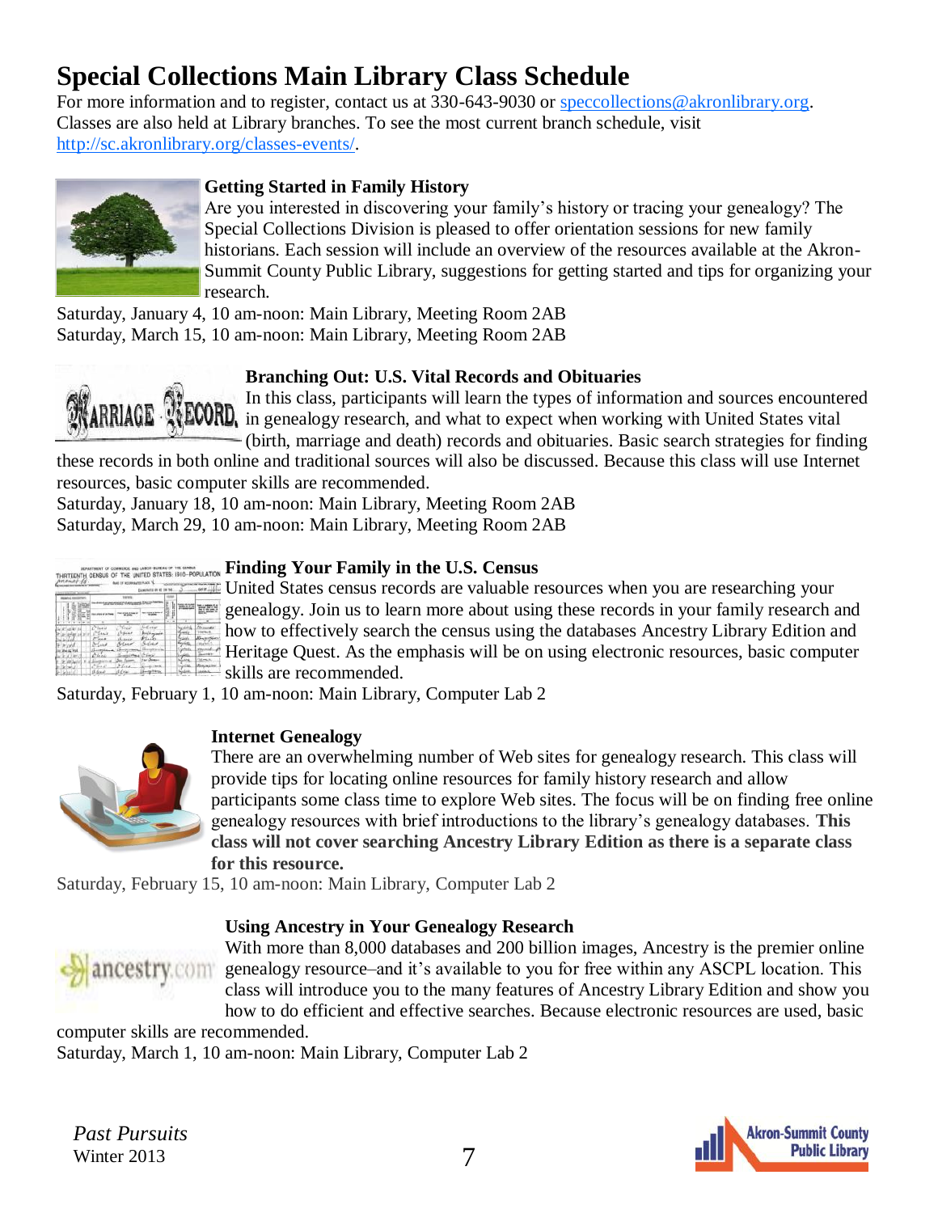# Special Collections Main Library Class Schedule

For more information and to register, contact us at 330-643-9030 or speccollections@akronlibrary.org. Classes are also held at Library branches. To see the most current branch schedule, visit http://sc.akronlibrary.org/classes-events/.

### Getting Started in Family History

Are you interested in discovering your family's history or tracing your genealogy? The Special Collections Division is pleased to offer orientation sessions for new family historians. Each session will include an overview of the resources available at the Akron-Summit County Public Library, suggestions for getting started and tips for organizing your research.

Saturday, January 4, 10 am-noon: Main Library, Meeting Room 2AB
Saturday, March 15, 10 am-noon: Main Library, Meeting Room 2AB

### Branching Out: U.S. Vital Records and Obituaries

In this class, participants will learn the types of information and sources encountered in genealogy research, and what to expect when working with United States vital (birth, marriage and death) records and obituaries. Basic search strategies for finding these records in both online and traditional sources will also be discussed. Because this class will use Internet resources, basic computer skills are recommended.

Saturday, January 18, 10 am-noon: Main Library, Meeting Room 2AB
Saturday, March 29, 10 am-noon: Main Library, Meeting Room 2AB

### Finding Your Family in the U.S. Census

United States census records are valuable resources when you are researching your genealogy. Join us to learn more about using these records in your family research and how to effectively search the census using the databases Ancestry Library Edition and Heritage Quest. As the emphasis will be on using electronic resources, basic computer skills are recommended.

Saturday, February 1, 10 am-noon: Main Library, Computer Lab 2

### Internet Genealogy

There are an overwhelming number of Web sites for genealogy research. This class will provide tips for locating online resources for family history research and allow participants some class time to explore Web sites. The focus will be on finding free online genealogy resources with brief introductions to the library's genealogy databases. **This class will not cover searching Ancestry Library Edition as there is a separate class for this resource.**

Saturday, February 15, 10 am-noon: Main Library, Computer Lab 2

### Using Ancestry in Your Genealogy Research

With more than 8,000 databases and 200 billion images, Ancestry is the premier online genealogy resource–and it's available to you for free within any ASCPL location. This class will introduce you to the many features of Ancestry Library Edition and show you how to do efficient and effective searches. Because electronic resources are used, basic computer skills are recommended.

Saturday, March 1, 10 am-noon: Main Library, Computer Lab 2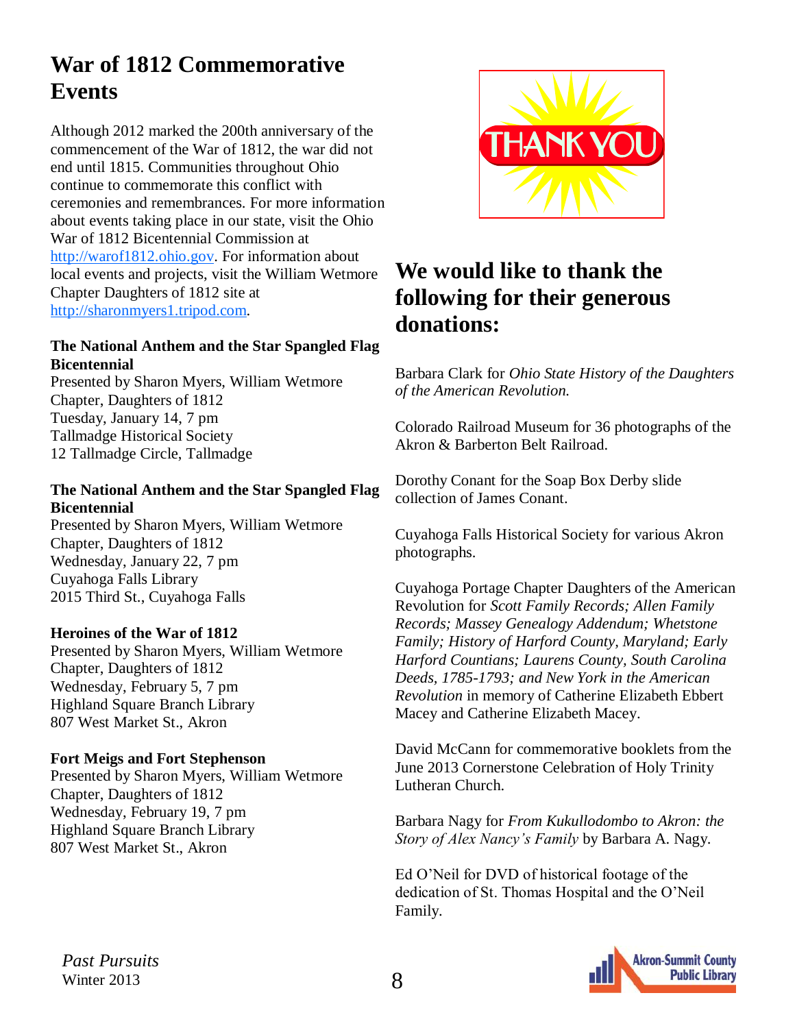## War of 1812 Commemorative Events

Although 2012 marked the 200th anniversary of the commencement of the War of 1812, the war did not end until 1815. Communities throughout Ohio continue to commemorate this conflict with ceremonies and remembrances. For more information about events taking place in our state, visit the Ohio War of 1812 Bicentennial Commission at http://warof1812.ohio.gov. For information about local events and projects, visit the William Wetmore Chapter Daughters of 1812 site at http://sharonmyers1.tripod.com.

**The National Anthem and the Star Spangled Flag Bicentennial**
Presented by Sharon Myers, William Wetmore Chapter, Daughters of 1812
Tuesday, January 14, 7 pm
Tallmadge Historical Society
12 Tallmadge Circle, Tallmadge

**The National Anthem and the Star Spangled Flag Bicentennial**
Presented by Sharon Myers, William Wetmore Chapter, Daughters of 1812
Wednesday, January 22, 7 pm
Cuyahoga Falls Library
2015 Third St., Cuyahoga Falls

**Heroines of the War of 1812**
Presented by Sharon Myers, William Wetmore Chapter, Daughters of 1812
Wednesday, February 5, 7 pm
Highland Square Branch Library
807 West Market St., Akron

**Fort Meigs and Fort Stephenson**
Presented by Sharon Myers, William Wetmore Chapter, Daughters of 1812
Wednesday, February 19, 7 pm
Highland Square Branch Library
807 West Market St., Akron

THANK YOU

## We would like to thank the following for their generous donations:

Barbara Clark for *Ohio State History of the Daughters of the American Revolution.*

Colorado Railroad Museum for 36 photographs of the Akron & Barberton Belt Railroad.

Dorothy Conant for the Soap Box Derby slide collection of James Conant.

Cuyahoga Falls Historical Society for various Akron photographs.

Cuyahoga Portage Chapter Daughters of the American Revolution for *Scott Family Records; Allen Family Records; Massey Genealogy Addendum; Whetstone Family; History of Harford County, Maryland; Early Harford Countians; Laurens County, South Carolina Deeds, 1785-1793; and New York in the American Revolution* in memory of Catherine Elizabeth Ebbert Macey and Catherine Elizabeth Macey.

David McCann for commemorative booklets from the June 2013 Cornerstone Celebration of Holy Trinity Lutheran Church.

Barbara Nagy for *From Kukullodombo to Akron: the Story of Alex Nancy's Family* by Barbara A. Nagy.

Ed O'Neil for DVD of historical footage of the dedication of St. Thomas Hospital and the O'Neil Family.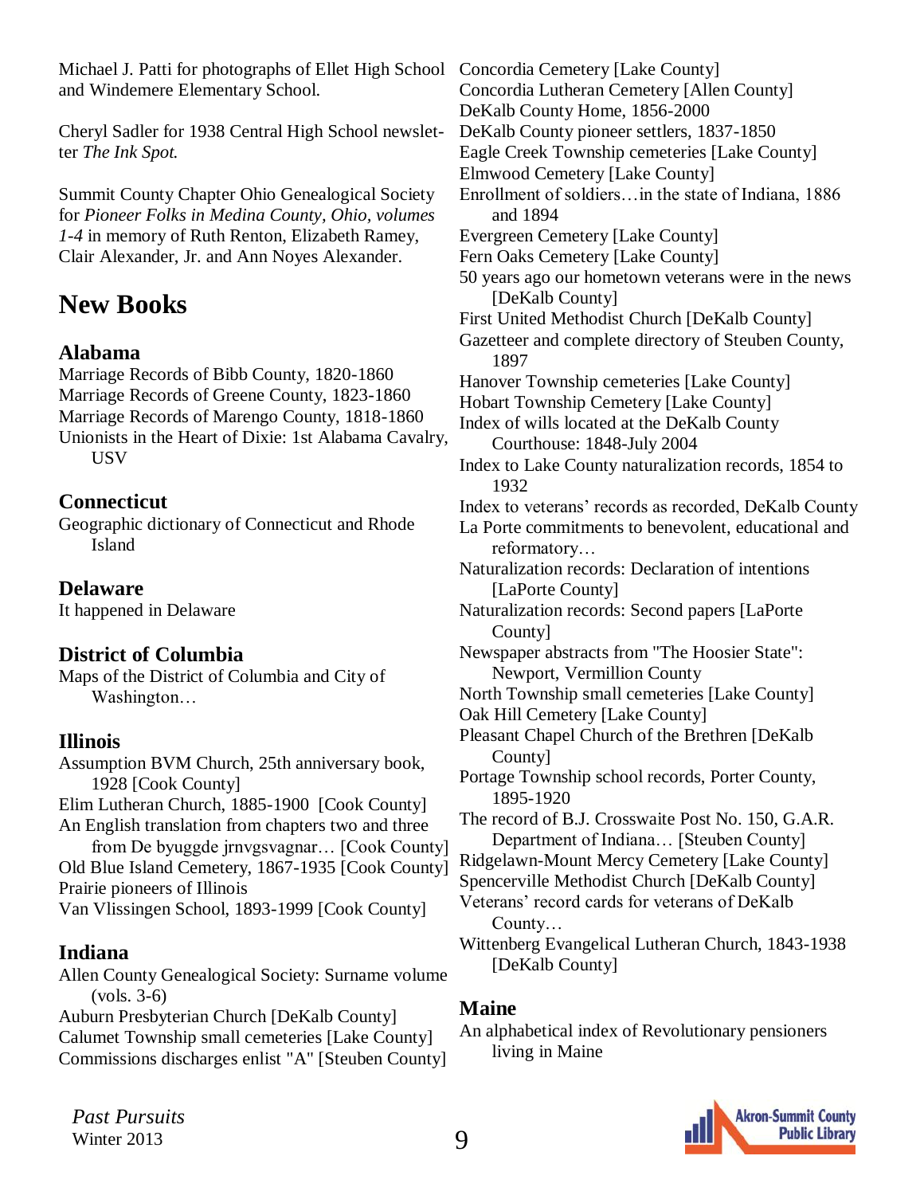Michael J. Patti for photographs of Ellet High School and Windemere Elementary School.

Cheryl Sadler for 1938 Central High School newsletter *The Ink Spot.*

Summit County Chapter Ohio Genealogical Society for *Pioneer Folks in Medina County, Ohio, volumes 1-4* in memory of Ruth Renton, Elizabeth Ramey, Clair Alexander, Jr. and Ann Noyes Alexander.

# New Books

### Alabama

Marriage Records of Bibb County, 1820-1860
Marriage Records of Greene County, 1823-1860
Marriage Records of Marengo County, 1818-1860
Unionists in the Heart of Dixie: 1st Alabama Cavalry, USV

### Connecticut

Geographic dictionary of Connecticut and Rhode Island

### Delaware

It happened in Delaware

### District of Columbia

Maps of the District of Columbia and City of Washington…

### Illinois

Assumption BVM Church, 25th anniversary book, 1928 [Cook County]
Elim Lutheran Church, 1885-1900 [Cook County]
An English translation from chapters two and three from De byuggde jrnvgsvagnar… [Cook County]
Old Blue Island Cemetery, 1867-1935 [Cook County]
Prairie pioneers of Illinois
Van Vlissingen School, 1893-1999 [Cook County]

### Indiana

Allen County Genealogical Society: Surname volume (vols. 3-6)
Auburn Presbyterian Church [DeKalb County]
Calumet Township small cemeteries [Lake County]
Commissions discharges enlist "A" [Steuben County]
Concordia Cemetery [Lake County]
Concordia Lutheran Cemetery [Allen County]
DeKalb County Home, 1856-2000
DeKalb County pioneer settlers, 1837-1850
Eagle Creek Township cemeteries [Lake County]
Elmwood Cemetery [Lake County]
Enrollment of soldiers…in the state of Indiana, 1886 and 1894
Evergreen Cemetery [Lake County]
Fern Oaks Cemetery [Lake County]
50 years ago our hometown veterans were in the news [DeKalb County]
First United Methodist Church [DeKalb County]
Gazetteer and complete directory of Steuben County, 1897
Hanover Township cemeteries [Lake County]
Hobart Township Cemetery [Lake County]
Index of wills located at the DeKalb County Courthouse: 1848-July 2004
Index to Lake County naturalization records, 1854 to 1932
Index to veterans' records as recorded, DeKalb County
La Porte commitments to benevolent, educational and reformatory…
Naturalization records: Declaration of intentions [LaPorte County]
Naturalization records: Second papers [LaPorte County]
Newspaper abstracts from "The Hoosier State": Newport, Vermillion County
North Township small cemeteries [Lake County]
Oak Hill Cemetery [Lake County]
Pleasant Chapel Church of the Brethren [DeKalb County]
Portage Township school records, Porter County, 1895-1920
The record of B.J. Crosswaite Post No. 150, G.A.R. Department of Indiana… [Steuben County]
Ridgelawn-Mount Mercy Cemetery [Lake County]
Spencerville Methodist Church [DeKalb County]
Veterans' record cards for veterans of DeKalb County…
Wittenberg Evangelical Lutheran Church, 1843-1938 [DeKalb County]

### Maine

An alphabetical index of Revolutionary pensioners living in Maine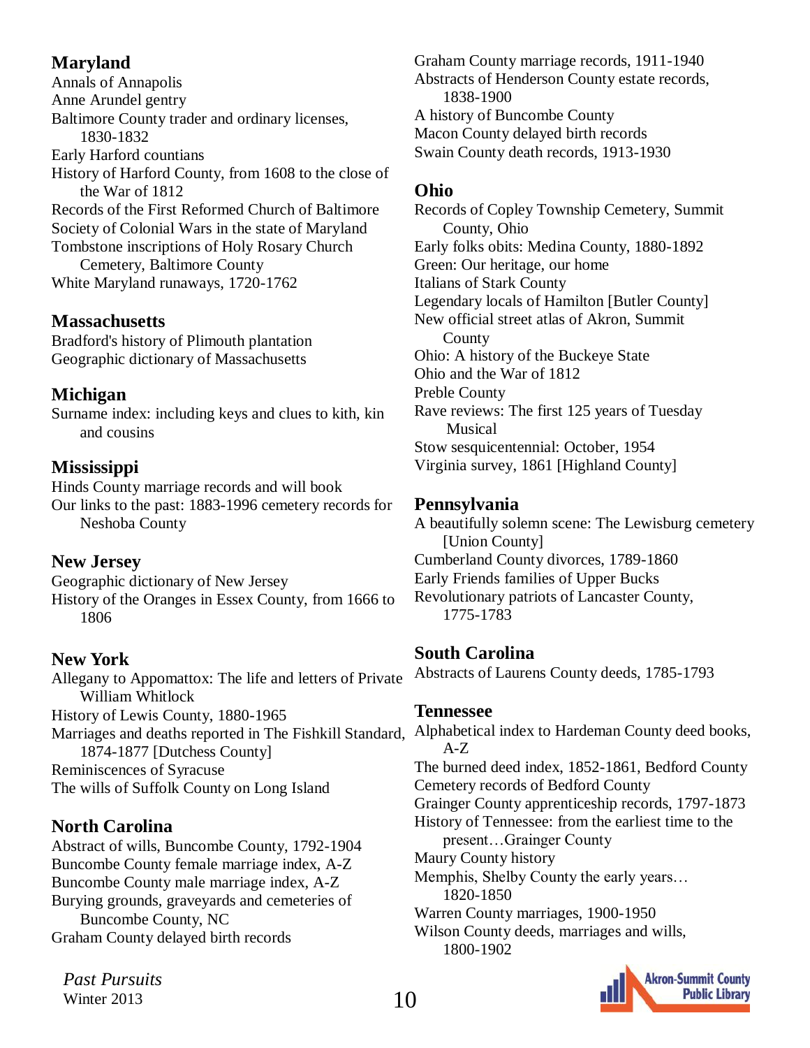## Maryland

Annals of Annapolis
Anne Arundel gentry
Baltimore County trader and ordinary licenses, 1830-1832
Early Harford countians
History of Harford County, from 1608 to the close of the War of 1812
Records of the First Reformed Church of Baltimore
Society of Colonial Wars in the state of Maryland
Tombstone inscriptions of Holy Rosary Church Cemetery, Baltimore County
White Maryland runaways, 1720-1762

## Massachusetts

Bradford's history of Plimouth plantation
Geographic dictionary of Massachusetts

## Michigan

Surname index: including keys and clues to kith, kin and cousins

## Mississippi

Hinds County marriage records and will book
Our links to the past: 1883-1996 cemetery records for Neshoba County

## New Jersey

Geographic dictionary of New Jersey
History of the Oranges in Essex County, from 1666 to 1806

## New York

Allegany to Appomattox: The life and letters of Private William Whitlock
History of Lewis County, 1880-1965
Marriages and deaths reported in The Fishkill Standard, 1874-1877 [Dutchess County]
Reminiscences of Syracuse
The wills of Suffolk County on Long Island

## North Carolina

Abstract of wills, Buncombe County, 1792-1904
Buncombe County female marriage index, A-Z
Buncombe County male marriage index, A-Z
Burying grounds, graveyards and cemeteries of Buncombe County, NC
Graham County delayed birth records
Graham County marriage records, 1911-1940
Abstracts of Henderson County estate records, 1838-1900
A history of Buncombe County
Macon County delayed birth records
Swain County death records, 1913-1930

## Ohio

Records of Copley Township Cemetery, Summit County, Ohio
Early folks obits: Medina County, 1880-1892
Green: Our heritage, our home
Italians of Stark County
Legendary locals of Hamilton [Butler County]
New official street atlas of Akron, Summit County
Ohio: A history of the Buckeye State
Ohio and the War of 1812
Preble County
Rave reviews: The first 125 years of Tuesday Musical
Stow sesquicentennial: October, 1954
Virginia survey, 1861 [Highland County]

## Pennsylvania

A beautifully solemn scene: The Lewisburg cemetery [Union County]
Cumberland County divorces, 1789-1860
Early Friends families of Upper Bucks
Revolutionary patriots of Lancaster County, 1775-1783

## South Carolina

Abstracts of Laurens County deeds, 1785-1793

## Tennessee

Alphabetical index to Hardeman County deed books, A-Z
The burned deed index, 1852-1861, Bedford County
Cemetery records of Bedford County
Grainger County apprenticeship records, 1797-1873
History of Tennessee: from the earliest time to the present…Grainger County
Maury County history
Memphis, Shelby County the early years… 1820-1850
Warren County marriages, 1900-1950
Wilson County deeds, marriages and wills, 1800-1902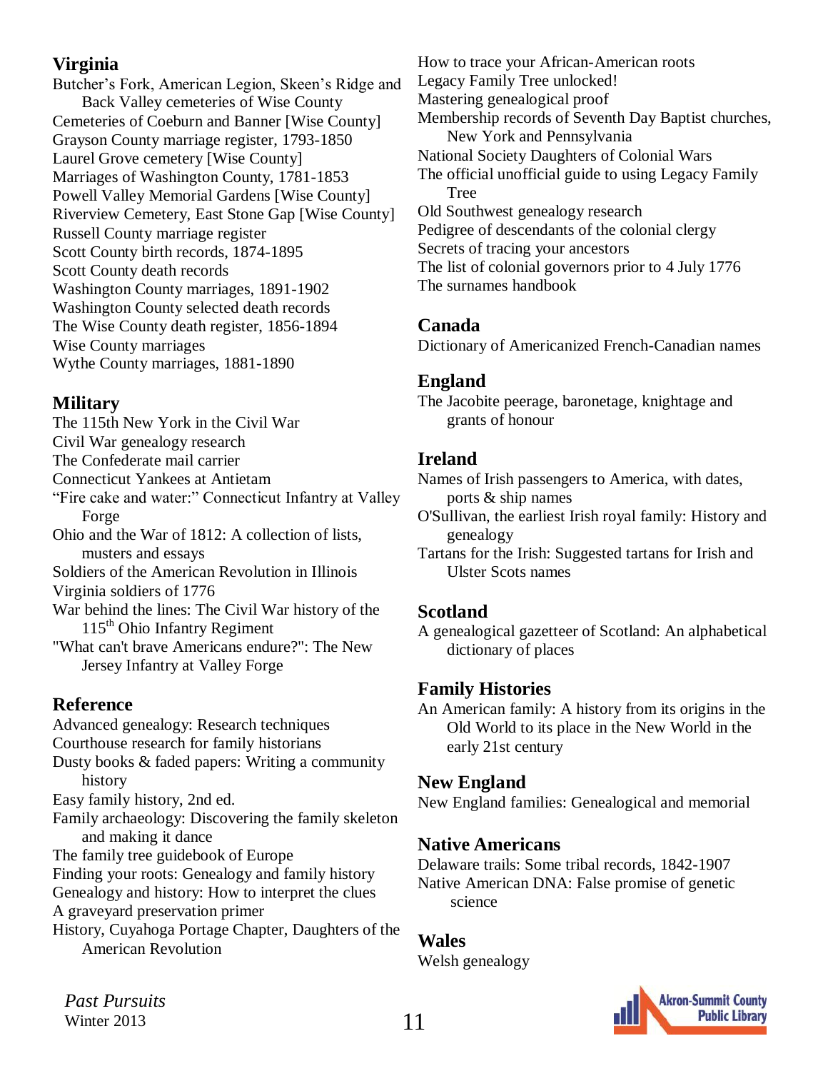## Virginia

Butcher's Fork, American Legion, Skeen's Ridge and Back Valley cemeteries of Wise County
Cemeteries of Coeburn and Banner [Wise County]
Grayson County marriage register, 1793-1850
Laurel Grove cemetery [Wise County]
Marriages of Washington County, 1781-1853
Powell Valley Memorial Gardens [Wise County]
Riverview Cemetery, East Stone Gap [Wise County]
Russell County marriage register
Scott County birth records, 1874-1895
Scott County death records
Washington County marriages, 1891-1902
Washington County selected death records
The Wise County death register, 1856-1894
Wise County marriages
Wythe County marriages, 1881-1890

## Military

The 115th New York in the Civil War
Civil War genealogy research
The Confederate mail carrier
Connecticut Yankees at Antietam
"Fire cake and water:" Connecticut Infantry at Valley Forge
Ohio and the War of 1812: A collection of lists, musters and essays
Soldiers of the American Revolution in Illinois
Virginia soldiers of 1776
War behind the lines: The Civil War history of the 115th Ohio Infantry Regiment
"What can't brave Americans endure?": The New Jersey Infantry at Valley Forge

## Reference

Advanced genealogy: Research techniques
Courthouse research for family historians
Dusty books & faded papers: Writing a community history
Easy family history, 2nd ed.
Family archaeology: Discovering the family skeleton and making it dance
The family tree guidebook of Europe
Finding your roots: Genealogy and family history
Genealogy and history: How to interpret the clues
A graveyard preservation primer
History, Cuyahoga Portage Chapter, Daughters of the American Revolution
How to trace your African-American roots
Legacy Family Tree unlocked!
Mastering genealogical proof
Membership records of Seventh Day Baptist churches, New York and Pennsylvania
National Society Daughters of Colonial Wars
The official unofficial guide to using Legacy Family Tree
Old Southwest genealogy research
Pedigree of descendants of the colonial clergy
Secrets of tracing your ancestors
The list of colonial governors prior to 4 July 1776
The surnames handbook

## Canada

Dictionary of Americanized French-Canadian names

## England

The Jacobite peerage, baronetage, knightage and grants of honour

## Ireland

Names of Irish passengers to America, with dates, ports & ship names
O'Sullivan, the earliest Irish royal family: History and genealogy
Tartans for the Irish: Suggested tartans for Irish and Ulster Scots names

## Scotland

A genealogical gazetteer of Scotland: An alphabetical dictionary of places

## Family Histories

An American family: A history from its origins in the Old World to its place in the New World in the early 21st century

## New England

New England families: Genealogical and memorial

## Native Americans

Delaware trails: Some tribal records, 1842-1907
Native American DNA: False promise of genetic science

## Wales

Welsh genealogy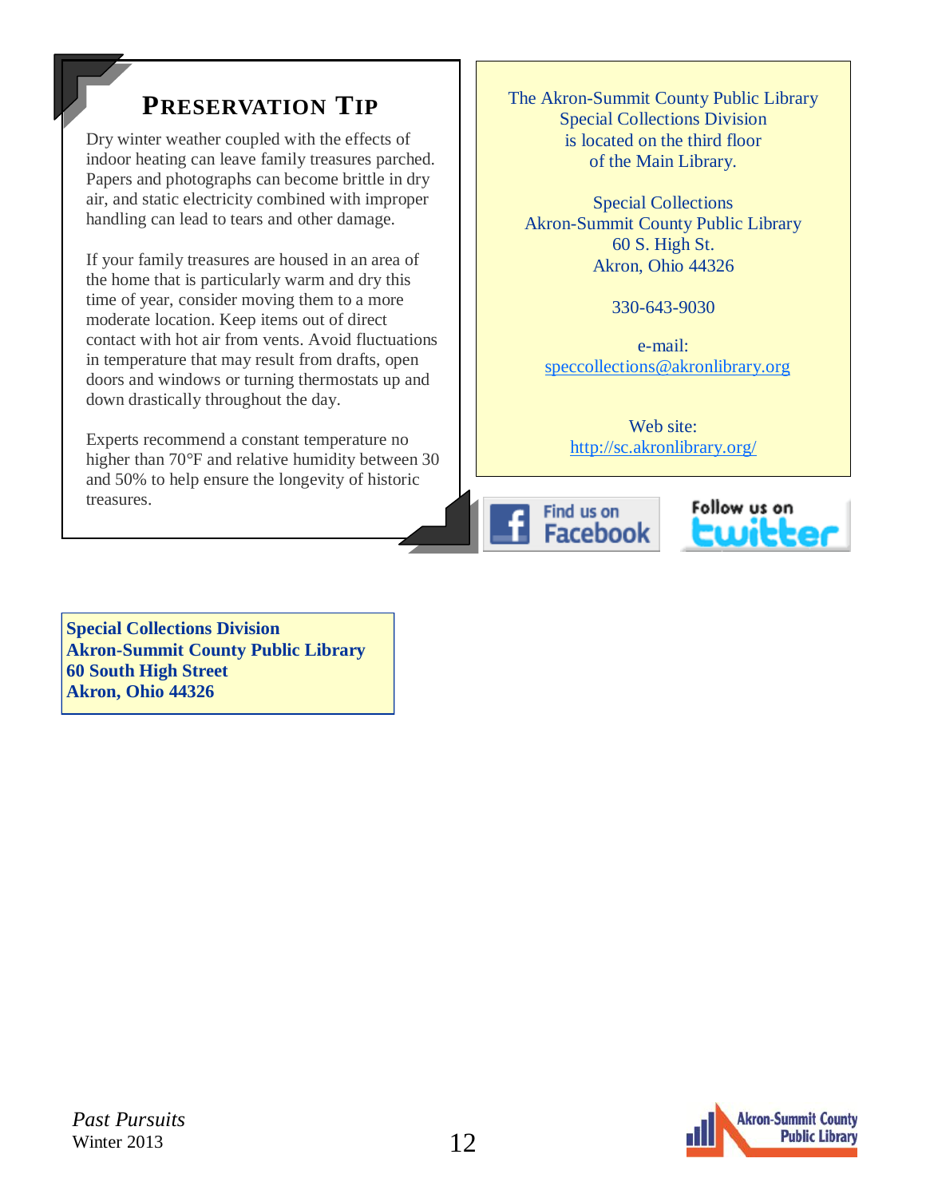## Preservation Tip

Dry winter weather coupled with the effects of indoor heating can leave family treasures parched. Papers and photographs can become brittle in dry air, and static electricity combined with improper handling can lead to tears and other damage.

If your family treasures are housed in an area of the home that is particularly warm and dry this time of year, consider moving them to a more moderate location. Keep items out of direct contact with hot air from vents. Avoid fluctuations in temperature that may result from drafts, open doors and windows or turning thermostats up and down drastically throughout the day.

Experts recommend a constant temperature no higher than 70°F and relative humidity between 30 and 50% to help ensure the longevity of historic treasures.

The Akron-Summit County Public Library
Special Collections Division
is located on the third floor
of the Main Library.

Special Collections
Akron-Summit County Public Library
60 S. High St.
Akron, Ohio 44326

330-643-9030

e-mail:
speccollections@akronlibrary.org

Web site:
http://sc.akronlibrary.org/

Find us on Facebook

Follow us on twitter

**Special Collections Division**
**Akron-Summit County Public Library**
**60 South High Street**
**Akron, Ohio 44326**